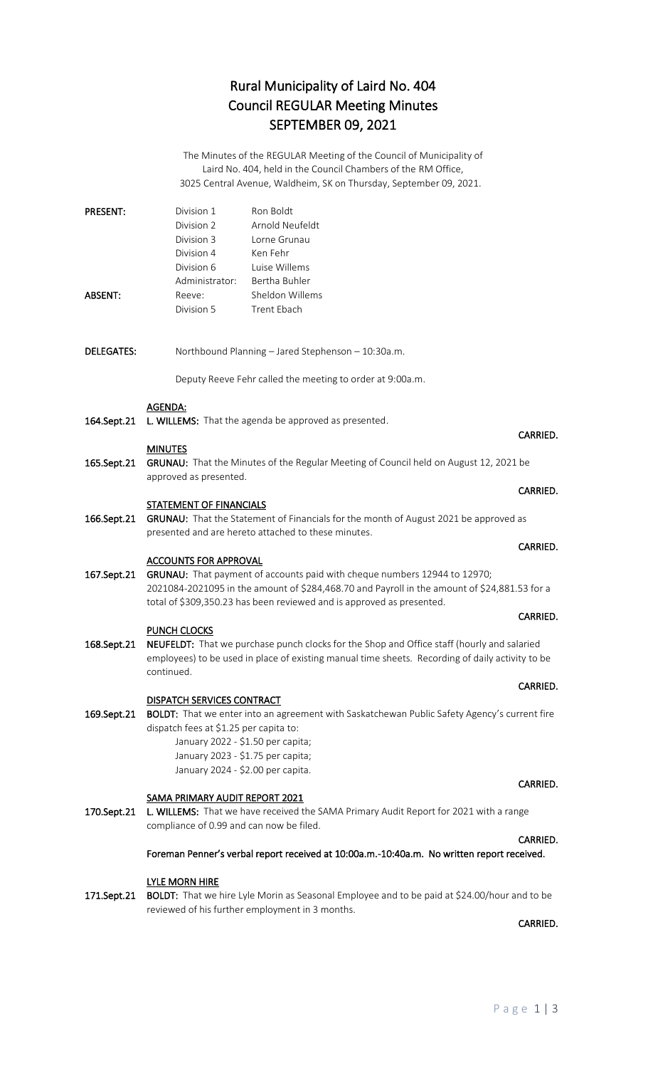# Rural Municipality of Laird No. 404
# Council REGULAR Meeting Minutes
# SEPTEMBER 09, 2021

The Minutes of the REGULAR Meeting of the Council of Municipality of Laird No. 404, held in the Council Chambers of the RM Office, 3025 Central Avenue, Waldheim, SK on Thursday, September 09, 2021.

| | | |
|---|---|---|
| **PRESENT:** | Division 1 | Ron Boldt |
| | Division 2 | Arnold Neufeldt |
| | Division 3 | Lorne Grunau |
| | Division 4 | Ken Fehr |
| | Division 6 | Luise Willems |
| | Administrator: | Bertha Buhler |
| **ABSENT:** | Reeve: | Sheldon Willems |
| | Division 5 | Trent Ebach |

**DELEGATES:** Northbound Planning – Jared Stephenson – 10:30a.m.

Deputy Reeve Fehr called the meeting to order at 9:00a.m.

**AGENDA:**

**164.Sept.21** **L. WILLEMS:** That the agenda be approved as presented.

**CARRIED.**

**MINUTES**

**165.Sept.21** **GRUNAU:** That the Minutes of the Regular Meeting of Council held on August 12, 2021 be approved as presented.

**CARRIED.**

**STATEMENT OF FINANCIALS**

**166.Sept.21** **GRUNAU:** That the Statement of Financials for the month of August 2021 be approved as presented and are hereto attached to these minutes.

**CARRIED.**

**ACCOUNTS FOR APPROVAL**

**167.Sept.21** **GRUNAU:** That payment of accounts paid with cheque numbers 12944 to 12970; 2021084-2021095 in the amount of $284,468.70 and Payroll in the amount of $24,881.53 for a total of $309,350.23 has been reviewed and is approved as presented.

**CARRIED.**

**PUNCH CLOCKS**

**168.Sept.21** **NEUFELDT:** That we purchase punch clocks for the Shop and Office staff (hourly and salaried employees) to be used in place of existing manual time sheets. Recording of daily activity to be continued.

**CARRIED.**

**DISPATCH SERVICES CONTRACT**

**169.Sept.21** **BOLDT:** That we enter into an agreement with Saskatchewan Public Safety Agency's current fire dispatch fees at $1.25 per capita to:

January 2022 - $1.50 per capita;
January 2023 - $1.75 per capita;
January 2024 - $2.00 per capita.

**CARRIED.**

**SAMA PRIMARY AUDIT REPORT 2021**

**170.Sept.21** **L. WILLEMS:** That we have received the SAMA Primary Audit Report for 2021 with a range compliance of 0.99 and can now be filed.

**CARRIED.**

**Foreman Penner's verbal report received at 10:00a.m.-10:40a.m. No written report received.**

**LYLE MORN HIRE**

**171.Sept.21** **BOLDT:** That we hire Lyle Morin as Seasonal Employee and to be paid at $24.00/hour and to be reviewed of his further employment in 3 months.

**CARRIED.**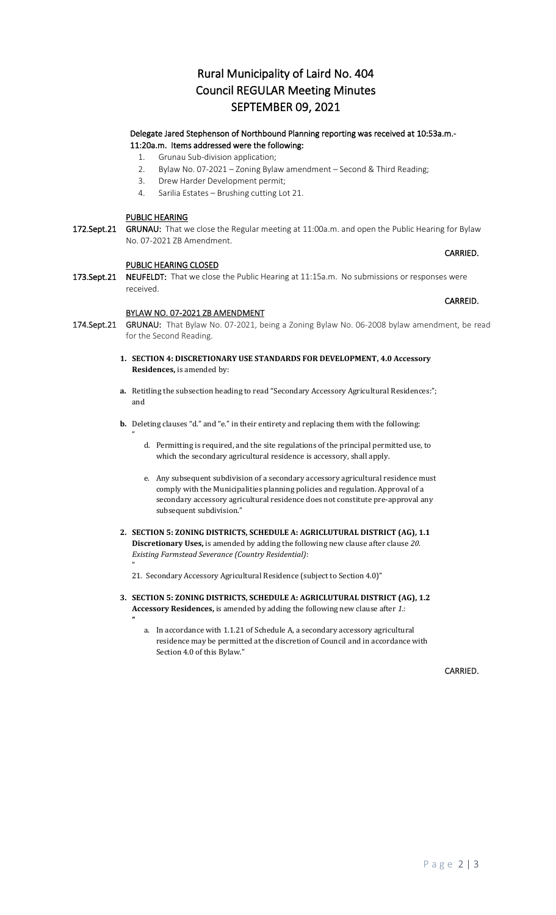# Rural Municipality of Laird No. 404
# Council REGULAR Meeting Minutes
# SEPTEMBER 09, 2021

**Delegate Jared Stephenson of Northbound Planning reporting was received at 10:53a.m.- 11:20a.m. Items addressed were the following:**

1. Grunau Sub-division application;
2. Bylaw No. 07-2021 – Zoning Bylaw amendment – Second & Third Reading;
3. Drew Harder Development permit;
4. Sarilia Estates – Brushing cutting Lot 21.

**PUBLIC HEARING**

**172.Sept.21** **GRUNAU:** That we close the Regular meeting at 11:00a.m. and open the Public Hearing for Bylaw No. 07-2021 ZB Amendment.

**CARRIED.**

**PUBLIC HEARING CLOSED**

**173.Sept.21** **NEUFELDT:** That we close the Public Hearing at 11:15a.m. No submissions or responses were received.

**CARREID.**

**BYLAW NO. 07-2021 ZB AMENDMENT**

**174.Sept.21** **GRUNAU:** That Bylaw No. 07-2021, being a Zoning Bylaw No. 06-2008 bylaw amendment, be read for the Second Reading.

1. **SECTION 4: DISCRETIONARY USE STANDARDS FOR DEVELOPMENT, 4.0 Accessory Residences,** is amended by:

   a. Retitling the subsection heading to read "Secondary Accessory Agricultural Residences:"; and

   b. Deleting clauses "d." and "e." in their entirety and replacing them with the following:

   "

   d. Permitting is required, and the site regulations of the principal permitted use, to which the secondary agricultural residence is accessory, shall apply.

   e. Any subsequent subdivision of a secondary accessory agricultural residence must comply with the Municipalities planning policies and regulation. Approval of a secondary accessory agricultural residence does not constitute pre-approval any subsequent subdivision."

2. **SECTION 5: ZONING DISTRICTS, SCHEDULE A: AGRICLUTURAL DISTRICT (AG), 1.1 Discretionary Uses,** is amended by adding the following new clause after clause *20. Existing Farmstead Severance (Country Residential)*:

   "

   21. Secondary Accessory Agricultural Residence (subject to Section 4.0)"

3. **SECTION 5: ZONING DISTRICTS, SCHEDULE A: AGRICLUTURAL DISTRICT (AG), 1.2 Accessory Residences,** is amended by adding the following new clause after *1.*:

   "

   a. In accordance with 1.1.21 of Schedule A, a secondary accessory agricultural residence may be permitted at the discretion of Council and in accordance with Section 4.0 of this Bylaw."

**CARRIED.**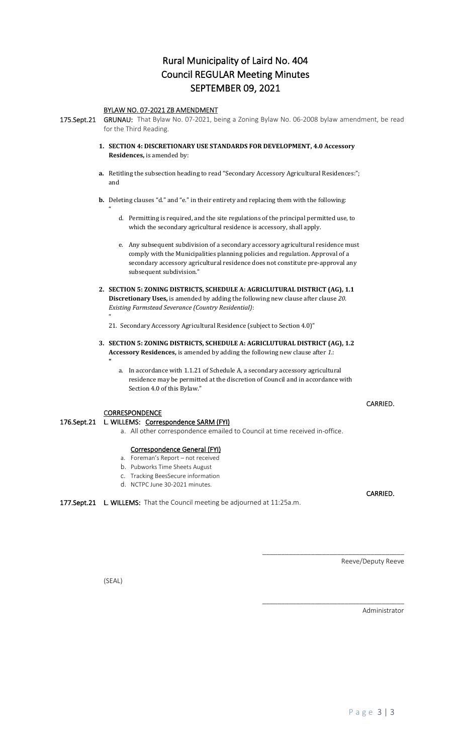# Rural Municipality of Laird No. 404
# Council REGULAR Meeting Minutes
# SEPTEMBER 09, 2021

**BYLAW NO. 07-2021 ZB AMENDMENT**

**175.Sept.21** **GRUNAU:** That Bylaw No. 07-2021, being a Zoning Bylaw No. 06-2008 bylaw amendment, be read for the Third Reading.

1. **SECTION 4: DISCRETIONARY USE STANDARDS FOR DEVELOPMENT, 4.0 Accessory Residences,** is amended by:

   a. Retitling the subsection heading to read "Secondary Accessory Agricultural Residences:"; and

   b. Deleting clauses "d." and "e." in their entirety and replacing them with the following:

   "

   d. Permitting is required, and the site regulations of the principal permitted use, to which the secondary agricultural residence is accessory, shall apply.

   e. Any subsequent subdivision of a secondary accessory agricultural residence must comply with the Municipalities planning policies and regulation. Approval of a secondary accessory agricultural residence does not constitute pre-approval any subsequent subdivision."

2. **SECTION 5: ZONING DISTRICTS, SCHEDULE A: AGRICLUTURAL DISTRICT (AG), 1.1 Discretionary Uses,** is amended by adding the following new clause after clause *20. Existing Farmstead Severance (Country Residential)*:

   "

   21. Secondary Accessory Agricultural Residence (subject to Section 4.0)"

3. **SECTION 5: ZONING DISTRICTS, SCHEDULE A: AGRICLUTURAL DISTRICT (AG), 1.2 Accessory Residences,** is amended by adding the following new clause after *1.*:

   "

   a. In accordance with 1.1.21 of Schedule A, a secondary accessory agricultural residence may be permitted at the discretion of Council and in accordance with Section 4.0 of this Bylaw."

**CARRIED.**

**CORRESPONDENCE**

**176.Sept.21** **L. WILLEMS:** **Correspondence SARM (FYI)**

a. All other correspondence emailed to Council at time received in-office.

**Correspondence General (FYI)**

a. Foreman's Report – not received
b. Pubworks Time Sheets August
c. Tracking BeesSecure information
d. NCTPC June 30-2021 minutes.

**CARRIED.**

**177.Sept.21** **L. WILLEMS:** That the Council meeting be adjourned at 11:25a.m.

\_\_\_\_\_\_\_\_\_\_\_\_\_\_\_\_\_\_\_\_\_\_\_\_\_\_\_\_\_\_\_\_\_\_\_\_
Reeve/Deputy Reeve

(SEAL)

\_\_\_\_\_\_\_\_\_\_\_\_\_\_\_\_\_\_\_\_\_\_\_\_\_\_\_\_\_\_\_\_\_\_\_\_
Administrator